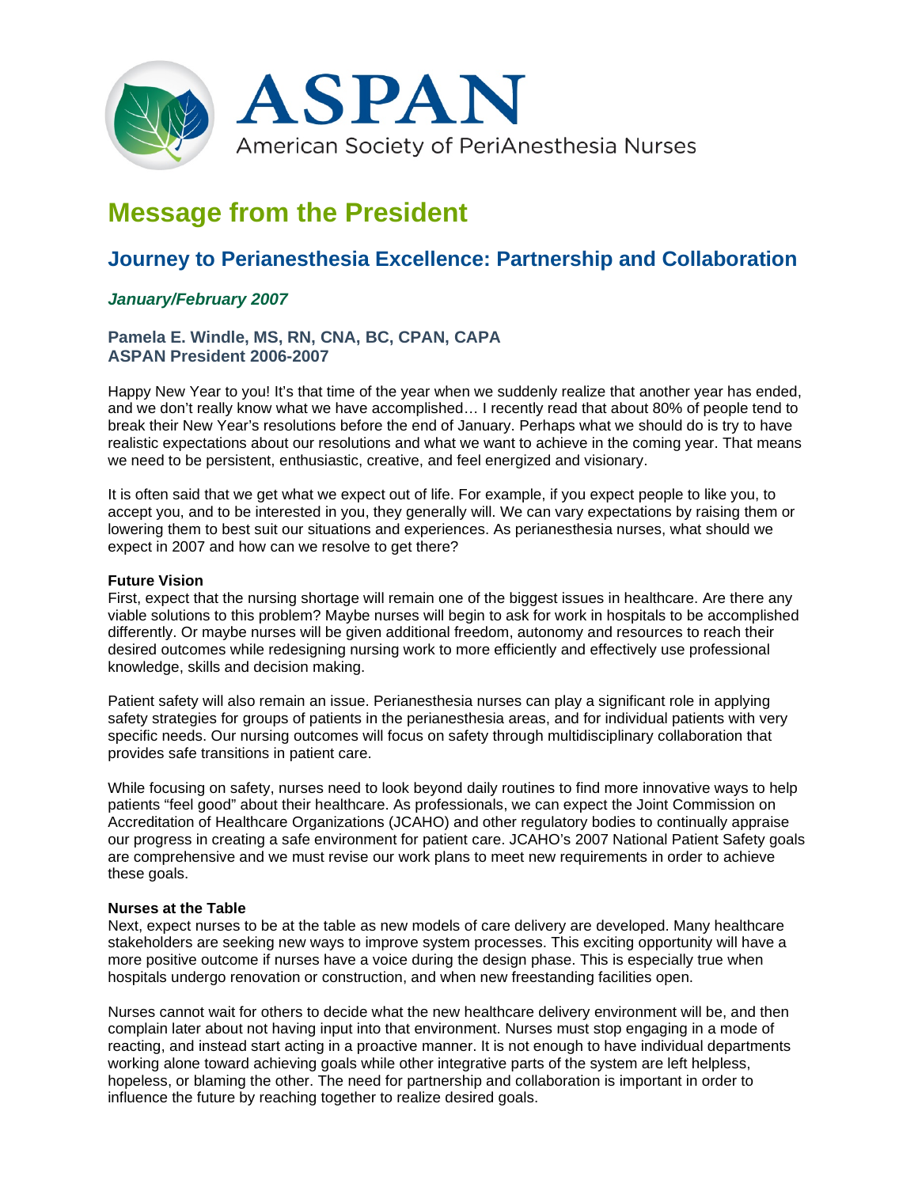# ASPAN

American Society of PeriAnesthesia Nurses

# Message from the President

## Journey to Perianesthesia Excellence: Partnership and Collaboration

***January/February 2007***

**Pamela E. Windle, MS, RN, CNA, BC, CPAN, CAPA**
**ASPAN President 2006-2007**

Happy New Year to you! It's that time of the year when we suddenly realize that another year has ended, and we don't really know what we have accomplished… I recently read that about 80% of people tend to break their New Year's resolutions before the end of January. Perhaps what we should do is try to have realistic expectations about our resolutions and what we want to achieve in the coming year. That means we need to be persistent, enthusiastic, creative, and feel energized and visionary.

It is often said that we get what we expect out of life. For example, if you expect people to like you, to accept you, and to be interested in you, they generally will. We can vary expectations by raising them or lowering them to best suit our situations and experiences. As perianesthesia nurses, what should we expect in 2007 and how can we resolve to get there?

**Future Vision**

First, expect that the nursing shortage will remain one of the biggest issues in healthcare. Are there any viable solutions to this problem? Maybe nurses will begin to ask for work in hospitals to be accomplished differently. Or maybe nurses will be given additional freedom, autonomy and resources to reach their desired outcomes while redesigning nursing work to more efficiently and effectively use professional knowledge, skills and decision making.

Patient safety will also remain an issue. Perianesthesia nurses can play a significant role in applying safety strategies for groups of patients in the perianesthesia areas, and for individual patients with very specific needs. Our nursing outcomes will focus on safety through multidisciplinary collaboration that provides safe transitions in patient care.

While focusing on safety, nurses need to look beyond daily routines to find more innovative ways to help patients "feel good" about their healthcare. As professionals, we can expect the Joint Commission on Accreditation of Healthcare Organizations (JCAHO) and other regulatory bodies to continually appraise our progress in creating a safe environment for patient care. JCAHO's 2007 National Patient Safety goals are comprehensive and we must revise our work plans to meet new requirements in order to achieve these goals.

**Nurses at the Table**

Next, expect nurses to be at the table as new models of care delivery are developed. Many healthcare stakeholders are seeking new ways to improve system processes. This exciting opportunity will have a more positive outcome if nurses have a voice during the design phase. This is especially true when hospitals undergo renovation or construction, and when new freestanding facilities open.

Nurses cannot wait for others to decide what the new healthcare delivery environment will be, and then complain later about not having input into that environment. Nurses must stop engaging in a mode of reacting, and instead start acting in a proactive manner. It is not enough to have individual departments working alone toward achieving goals while other integrative parts of the system are left helpless, hopeless, or blaming the other. The need for partnership and collaboration is important in order to influence the future by reaching together to realize desired goals.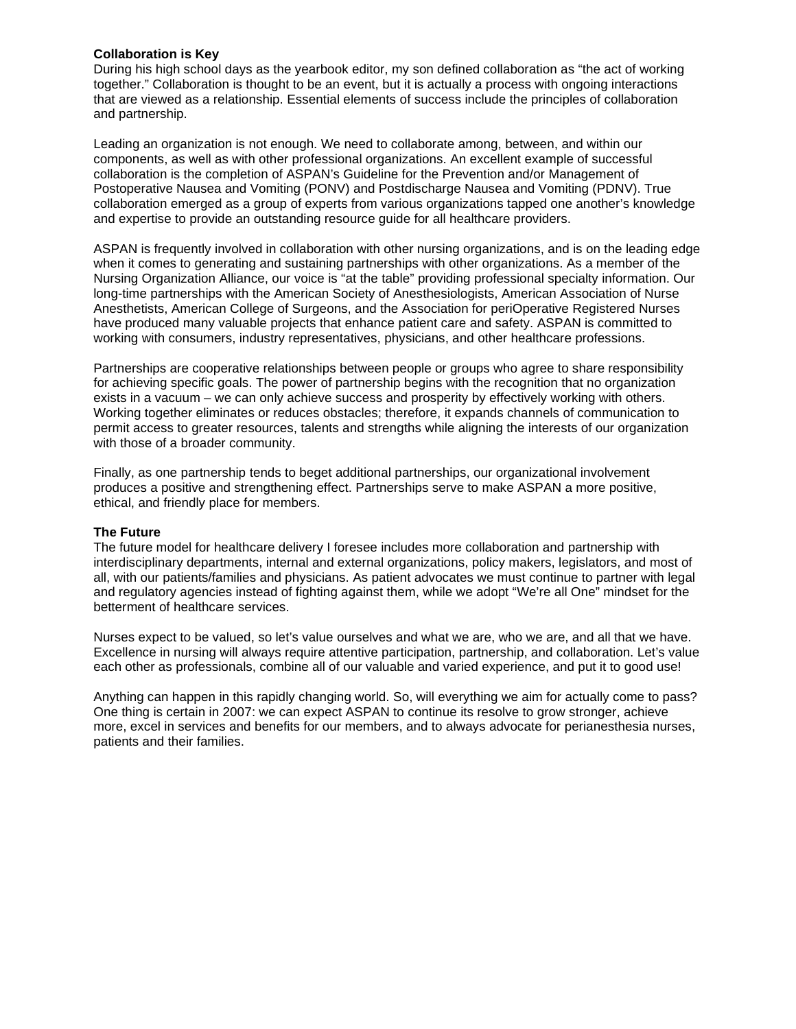**Collaboration is Key**

During his high school days as the yearbook editor, my son defined collaboration as "the act of working together." Collaboration is thought to be an event, but it is actually a process with ongoing interactions that are viewed as a relationship. Essential elements of success include the principles of collaboration and partnership.

Leading an organization is not enough. We need to collaborate among, between, and within our components, as well as with other professional organizations. An excellent example of successful collaboration is the completion of ASPAN's Guideline for the Prevention and/or Management of Postoperative Nausea and Vomiting (PONV) and Postdischarge Nausea and Vomiting (PDNV). True collaboration emerged as a group of experts from various organizations tapped one another's knowledge and expertise to provide an outstanding resource guide for all healthcare providers.

ASPAN is frequently involved in collaboration with other nursing organizations, and is on the leading edge when it comes to generating and sustaining partnerships with other organizations. As a member of the Nursing Organization Alliance, our voice is "at the table" providing professional specialty information. Our long-time partnerships with the American Society of Anesthesiologists, American Association of Nurse Anesthetists, American College of Surgeons, and the Association for periOperative Registered Nurses have produced many valuable projects that enhance patient care and safety. ASPAN is committed to working with consumers, industry representatives, physicians, and other healthcare professions.

Partnerships are cooperative relationships between people or groups who agree to share responsibility for achieving specific goals. The power of partnership begins with the recognition that no organization exists in a vacuum – we can only achieve success and prosperity by effectively working with others. Working together eliminates or reduces obstacles; therefore, it expands channels of communication to permit access to greater resources, talents and strengths while aligning the interests of our organization with those of a broader community.

Finally, as one partnership tends to beget additional partnerships, our organizational involvement produces a positive and strengthening effect. Partnerships serve to make ASPAN a more positive, ethical, and friendly place for members.

**The Future**

The future model for healthcare delivery I foresee includes more collaboration and partnership with interdisciplinary departments, internal and external organizations, policy makers, legislators, and most of all, with our patients/families and physicians. As patient advocates we must continue to partner with legal and regulatory agencies instead of fighting against them, while we adopt "We're all One" mindset for the betterment of healthcare services.

Nurses expect to be valued, so let's value ourselves and what we are, who we are, and all that we have. Excellence in nursing will always require attentive participation, partnership, and collaboration. Let's value each other as professionals, combine all of our valuable and varied experience, and put it to good use!

Anything can happen in this rapidly changing world. So, will everything we aim for actually come to pass? One thing is certain in 2007: we can expect ASPAN to continue its resolve to grow stronger, achieve more, excel in services and benefits for our members, and to always advocate for perianesthesia nurses, patients and their families.